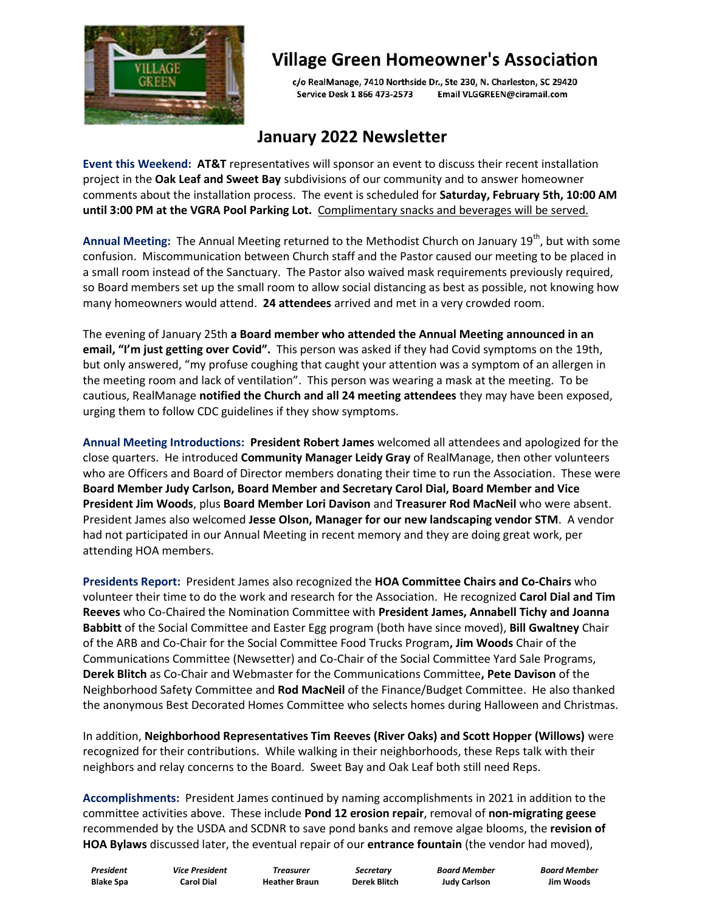# Village Green Homeowner's Association

c/o RealManage, 7410 Northside Dr., Ste 230, N. Charleston, SC 29420
Service Desk 1 866 473-2573 Email VLGGREEN@ciramail.com

## January 2022 Newsletter

**Event this Weekend: AT&T** representatives will sponsor an event to discuss their recent installation project in the **Oak Leaf and Sweet Bay** subdivisions of our community and to answer homeowner comments about the installation process. The event is scheduled for **Saturday, February 5th, 10:00 AM until 3:00 PM at the VGRA Pool Parking Lot.** Complimentary snacks and beverages will be served.

**Annual Meeting:** The Annual Meeting returned to the Methodist Church on January 19th, but with some confusion. Miscommunication between Church staff and the Pastor caused our meeting to be placed in a small room instead of the Sanctuary. The Pastor also waived mask requirements previously required, so Board members set up the small room to allow social distancing as best as possible, not knowing how many homeowners would attend. **24 attendees** arrived and met in a very crowded room.

The evening of January 25th **a Board member who attended the Annual Meeting announced in an email, "I'm just getting over Covid".** This person was asked if they had Covid symptoms on the 19th, but only answered, "my profuse coughing that caught your attention was a symptom of an allergen in the meeting room and lack of ventilation". This person was wearing a mask at the meeting. To be cautious, RealManage **notified the Church and all 24 meeting attendees** they may have been exposed, urging them to follow CDC guidelines if they show symptoms.

**Annual Meeting Introductions: President Robert James** welcomed all attendees and apologized for the close quarters. He introduced **Community Manager Leidy Gray** of RealManage, then other volunteers who are Officers and Board of Director members donating their time to run the Association. These were **Board Member Judy Carlson, Board Member and Secretary Carol Dial, Board Member and Vice President Jim Woods**, plus **Board Member Lori Davison** and **Treasurer Rod MacNeil** who were absent. President James also welcomed **Jesse Olson, Manager for our new landscaping vendor STM**. A vendor had not participated in our Annual Meeting in recent memory and they are doing great work, per attending HOA members.

**Presidents Report:** President James also recognized the **HOA Committee Chairs and Co-Chairs** who volunteer their time to do the work and research for the Association. He recognized **Carol Dial and Tim Reeves** who Co-Chaired the Nomination Committee with **President James, Annabell Tichy and Joanna Babbitt** of the Social Committee and Easter Egg program (both have since moved), **Bill Gwaltney** Chair of the ARB and Co-Chair for the Social Committee Food Trucks Program**, Jim Woods** Chair of the Communications Committee (Newsetter) and Co-Chair of the Social Committee Yard Sale Programs, **Derek Blitch** as Co-Chair and Webmaster for the Communications Committee**, Pete Davison** of the Neighborhood Safety Committee and **Rod MacNeil** of the Finance/Budget Committee. He also thanked the anonymous Best Decorated Homes Committee who selects homes during Halloween and Christmas.

In addition, **Neighborhood Representatives Tim Reeves (River Oaks) and Scott Hopper (Willows)** were recognized for their contributions. While walking in their neighborhoods, these Reps talk with their neighbors and relay concerns to the Board. Sweet Bay and Oak Leaf both still need Reps.

**Accomplishments:** President James continued by naming accomplishments in 2021 in addition to the committee activities above. These include **Pond 12 erosion repair**, removal of **non-migrating geese** recommended by the USDA and SCDNR to save pond banks and remove algae blooms, the **revision of HOA Bylaws** discussed later, the eventual repair of our **entrance fountain** (the vendor had moved),

| *President* | *Vice President* | *Treasurer* | *Secretary* | *Board Member* | *Board Member* |
|---|---|---|---|---|---|
| **Blake Spa** | **Carol Dial** | **Heather Braun** | **Derek Blitch** | **Judy Carlson** | **Jim Woods** |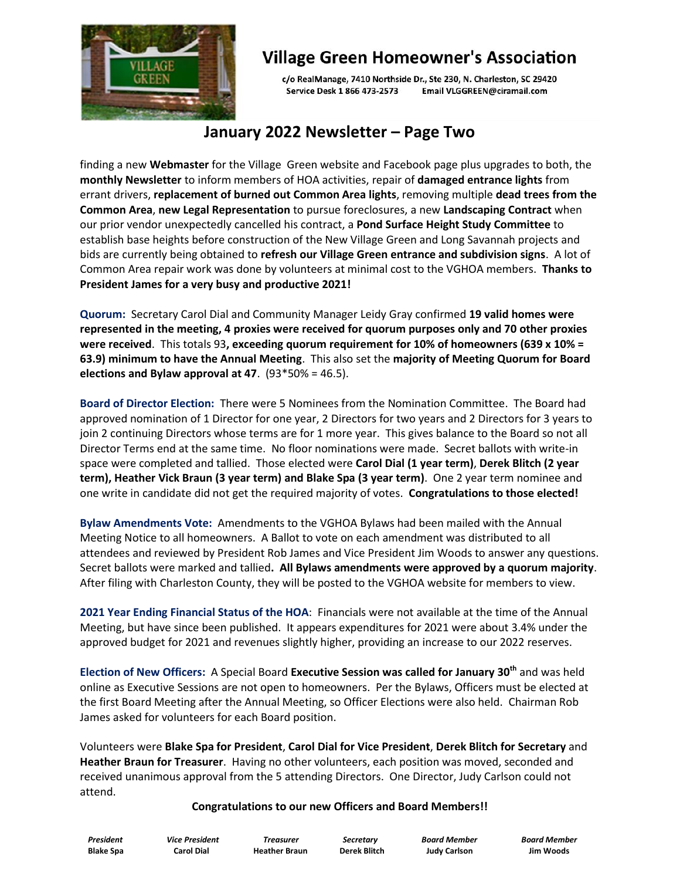# Village Green Homeowner's Association

c/o RealManage, 7410 Northside Dr., Ste 230, N. Charleston, SC 29420
Service Desk 1 866 473-2573 Email VLGGREEN@ciramail.com

## January 2022 Newsletter – Page Two

finding a new **Webmaster** for the Village Green website and Facebook page plus upgrades to both, the **monthly Newsletter** to inform members of HOA activities, repair of **damaged entrance lights** from errant drivers, **replacement of burned out Common Area lights**, removing multiple **dead trees from the Common Area**, **new Legal Representation** to pursue foreclosures, a new **Landscaping Contract** when our prior vendor unexpectedly cancelled his contract, a **Pond Surface Height Study Committee** to establish base heights before construction of the New Village Green and Long Savannah projects and bids are currently being obtained to **refresh our Village Green entrance and subdivision signs**. A lot of Common Area repair work was done by volunteers at minimal cost to the VGHOA members. **Thanks to President James for a very busy and productive 2021!**

**Quorum:** Secretary Carol Dial and Community Manager Leidy Gray confirmed **19 valid homes were represented in the meeting, 4 proxies were received for quorum purposes only and 70 other proxies were received**. This totals 93**, exceeding quorum requirement for 10% of homeowners (639 x 10% = 63.9) minimum to have the Annual Meeting**. This also set the **majority of Meeting Quorum for Board elections and Bylaw approval at 47**. (93*50% = 46.5).

**Board of Director Election:** There were 5 Nominees from the Nomination Committee. The Board had approved nomination of 1 Director for one year, 2 Directors for two years and 2 Directors for 3 years to join 2 continuing Directors whose terms are for 1 more year. This gives balance to the Board so not all Director Terms end at the same time. No floor nominations were made. Secret ballots with write-in space were completed and tallied. Those elected were **Carol Dial (1 year term)**, **Derek Blitch (2 year term), Heather Vick Braun (3 year term) and Blake Spa (3 year term)**. One 2 year term nominee and one write in candidate did not get the required majority of votes. **Congratulations to those elected!**

**Bylaw Amendments Vote:** Amendments to the VGHOA Bylaws had been mailed with the Annual Meeting Notice to all homeowners. A Ballot to vote on each amendment was distributed to all attendees and reviewed by President Rob James and Vice President Jim Woods to answer any questions. Secret ballots were marked and tallied**. All Bylaws amendments were approved by a quorum majority**. After filing with Charleston County, they will be posted to the VGHOA website for members to view.

**2021 Year Ending Financial Status of the HOA**: Financials were not available at the time of the Annual Meeting, but have since been published. It appears expenditures for 2021 were about 3.4% under the approved budget for 2021 and revenues slightly higher, providing an increase to our 2022 reserves.

**Election of New Officers:** A Special Board **Executive Session was called for January 30th** and was held online as Executive Sessions are not open to homeowners. Per the Bylaws, Officers must be elected at the first Board Meeting after the Annual Meeting, so Officer Elections were also held. Chairman Rob James asked for volunteers for each Board position.

Volunteers were **Blake Spa for President**, **Carol Dial for Vice President**, **Derek Blitch for Secretary** and **Heather Braun for Treasurer**. Having no other volunteers, each position was moved, seconded and received unanimous approval from the 5 attending Directors. One Director, Judy Carlson could not attend.

**Congratulations to our new Officers and Board Members!!**

| *President* | *Vice President* | *Treasurer* | *Secretary* | *Board Member* | *Board Member* |
|---|---|---|---|---|---|
| **Blake Spa** | **Carol Dial** | **Heather Braun** | **Derek Blitch** | **Judy Carlson** | **Jim Woods** |